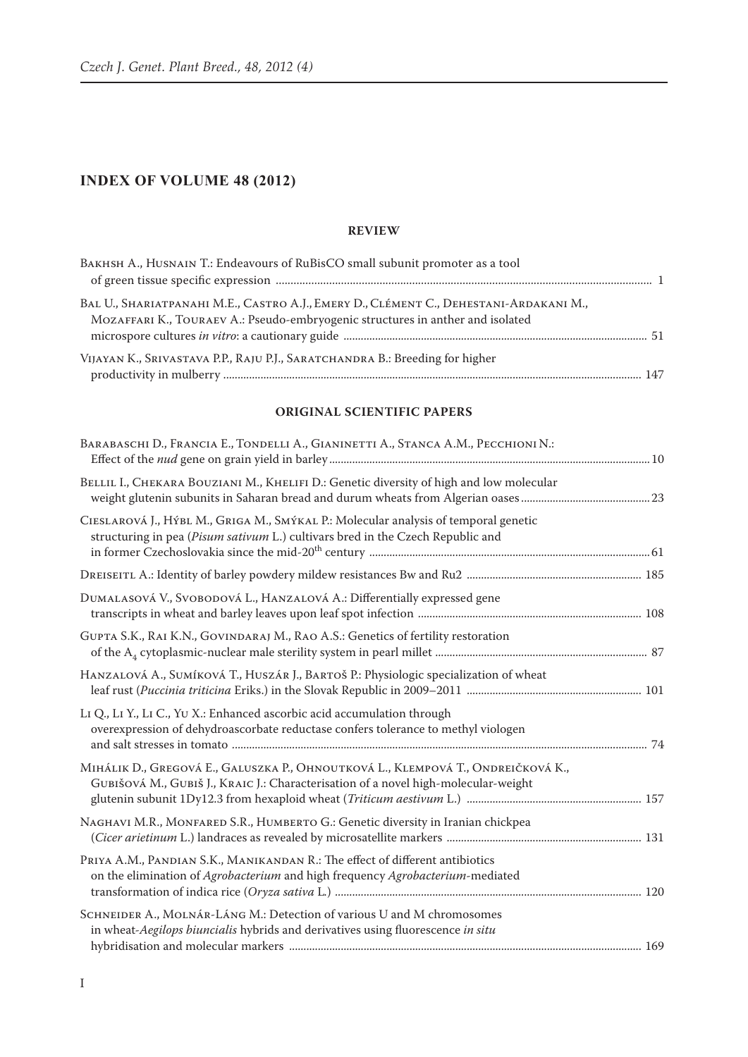# INDEX OF VOLUME 48 (2012)

## REVIEW

Bakhsh A., Husnain T.: Endeavours of RuBisCO small subunit promoter as a tool of green tissue specific expression ............ 1

Bal U., Shariatpanahi M.E., Castro A.J., Emery D., Clément C., Dehestani-Ardakani M., Mozaffari K., Touraev A.: Pseudo-embryogenic structures in anther and isolated microspore cultures *in vitro*: a cautionary guide ............ 51

Vijayan K., Srivastava P.P., Raju P.J., Saratchandra B.: Breeding for higher productivity in mulberry ............ 147

## ORIGINAL SCIENTIFIC PAPERS

Barabaschi D., Francia E., Tondelli A., Gianinetti A., Stanca A.M., Pecchioni N.: Effect of the *nud* gene on grain yield in barley ............ 10

Bellil I., Chekara Bouziani M., Khelifi D.: Genetic diversity of high and low molecular weight glutenin subunits in Saharan bread and durum wheats from Algerian oases ............ 23

Cieslarová J., Hýbl M., Griga M., Smýkal P.: Molecular analysis of temporal genetic structuring in pea (*Pisum sativum* L.) cultivars bred in the Czech Republic and in former Czechoslovakia since the mid-20th century ............ 61

Dreiseitl A.: Identity of barley powdery mildew resistances Bw and Ru2 ............ 185

Dumalasová V., Svobodová L., Hanzalová A.: Differentially expressed gene transcripts in wheat and barley leaves upon leaf spot infection ............ 108

Gupta S.K., Rai K.N., Govindaraj M., Rao A.S.: Genetics of fertility restoration of the $A_4$ cytoplasmic-nuclear male sterility system in pearl millet ............ 87

Hanzalová A., Sumíková T., Huszár J., Bartoš P.: Physiologic specialization of wheat leaf rust (*Puccinia triticina* Eriks.) in the Slovak Republic in 2009–2011 ............ 101

Li Q., Li Y., Li C., Yu X.: Enhanced ascorbic acid accumulation through overexpression of dehydroascorbate reductase confers tolerance to methyl viologen and salt stresses in tomato ............ 74

Mihálik D., Gregová E., Galuszka P., Ohnoutková L., Klempová T., Ondreičková K., Gubišová M., Gubiš J., Kraic J.: Characterisation of a novel high-molecular-weight glutenin subunit 1Dy12.3 from hexaploid wheat (*Triticum aestivum* L.) ............ 157

Naghavi M.R., Monfared S.R., Humberto G.: Genetic diversity in Iranian chickpea (*Cicer arietinum* L.) landraces as revealed by microsatellite markers ............ 131

Priya A.M., Pandian S.K., Manikandan R.: The effect of different antibiotics on the elimination of *Agrobacterium* and high frequency *Agrobacterium*-mediated transformation of indica rice (*Oryza sativa* L.) ............ 120

Schneider A., Molnár-Láng M.: Detection of various U and M chromosomes in wheat-*Aegilops biuncialis* hybrids and derivatives using fluorescence *in situ* hybridisation and molecular markers ............ 169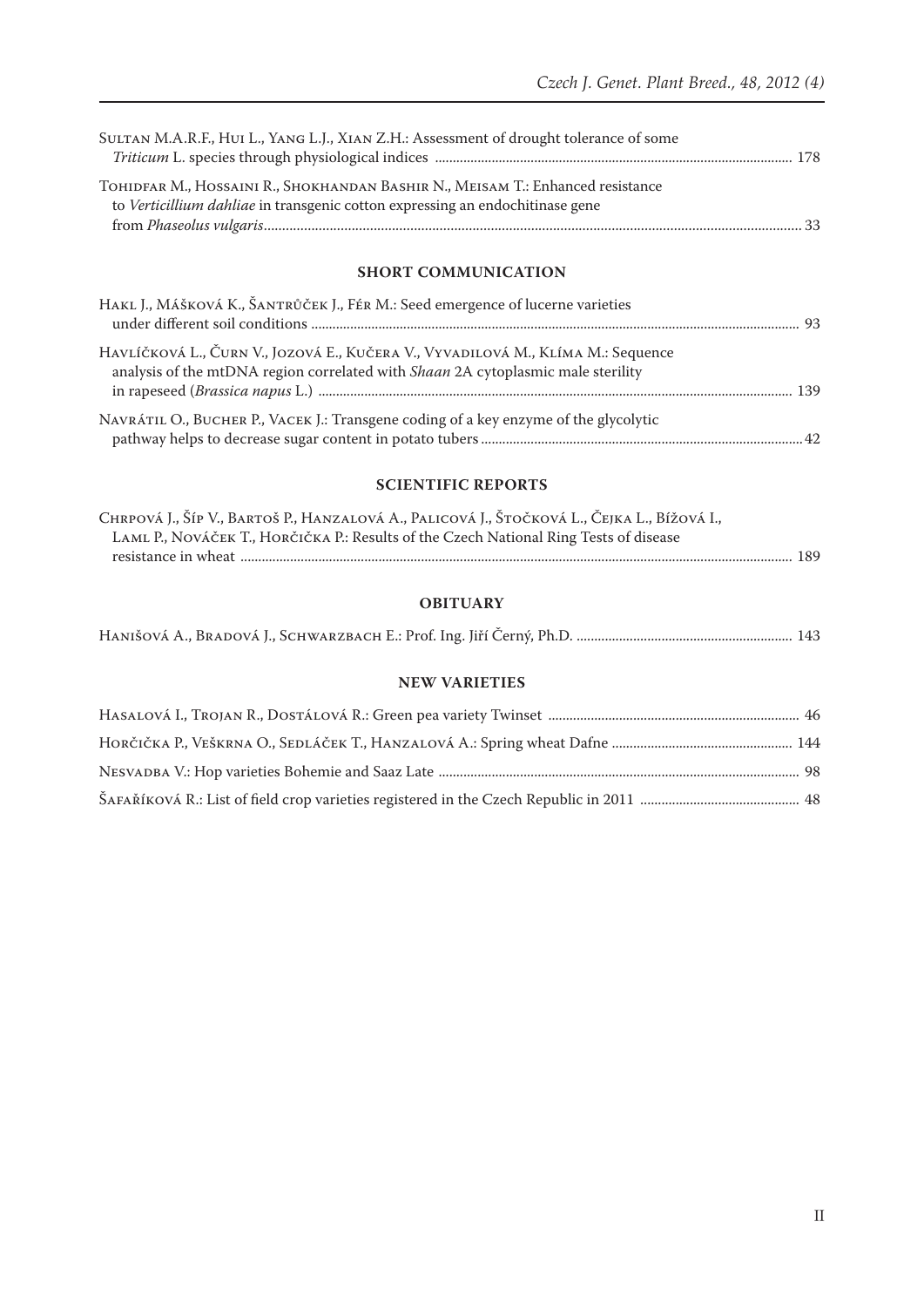Sultan M.A.R.F., Hui L., Yang L.J., Xian Z.H.: Assessment of drought tolerance of some *Triticum* L. species through physiological indices ........ 178

Tohidfar M., Hossaini R., Shokhandan Bashir N., Meisam T.: Enhanced resistance to *Verticillium dahliae* in transgenic cotton expressing an endochitinase gene from *Phaseolus vulgaris*........ 33

## SHORT COMMUNICATION

Hakl J., Mášková K., Šantrůček J., Fér M.: Seed emergence of lucerne varieties under different soil conditions ........ 93

Havlíčková L., Čurn V., Jozová E., Kučera V., Vyvadilová M., Klíma M.: Sequence analysis of the mtDNA region correlated with *Shaan* 2A cytoplasmic male sterility in rapeseed (*Brassica napus* L.) ........ 139

Navrátil O., Bucher P., Vacek J.: Transgene coding of a key enzyme of the glycolytic pathway helps to decrease sugar content in potato tubers........ 42

## SCIENTIFIC REPORTS

Chrpová J., Šíp V., Bartoš P., Hanzalová A., Palicová J., Štočková L., Čejka L., Bížová I., Laml P., Nováček T., Horčička P.: Results of the Czech National Ring Tests of disease resistance in wheat ........ 189

## OBITUARY

Hanišová A., Bradová J., Schwarzbach E.: Prof. Ing. Jiří Černý, Ph.D. ........ 143

## NEW VARIETIES

Hasalová I., Trojan R., Dostálová R.: Green pea variety Twinset ........ 46

Horčička P., Veškrna O., Sedláček T., Hanzalová A.: Spring wheat Dafne ........ 144

Nesvadba V.: Hop varieties Bohemie and Saaz Late ........ 98

Šafaříková R.: List of field crop varieties registered in the Czech Republic in 2011 ........ 48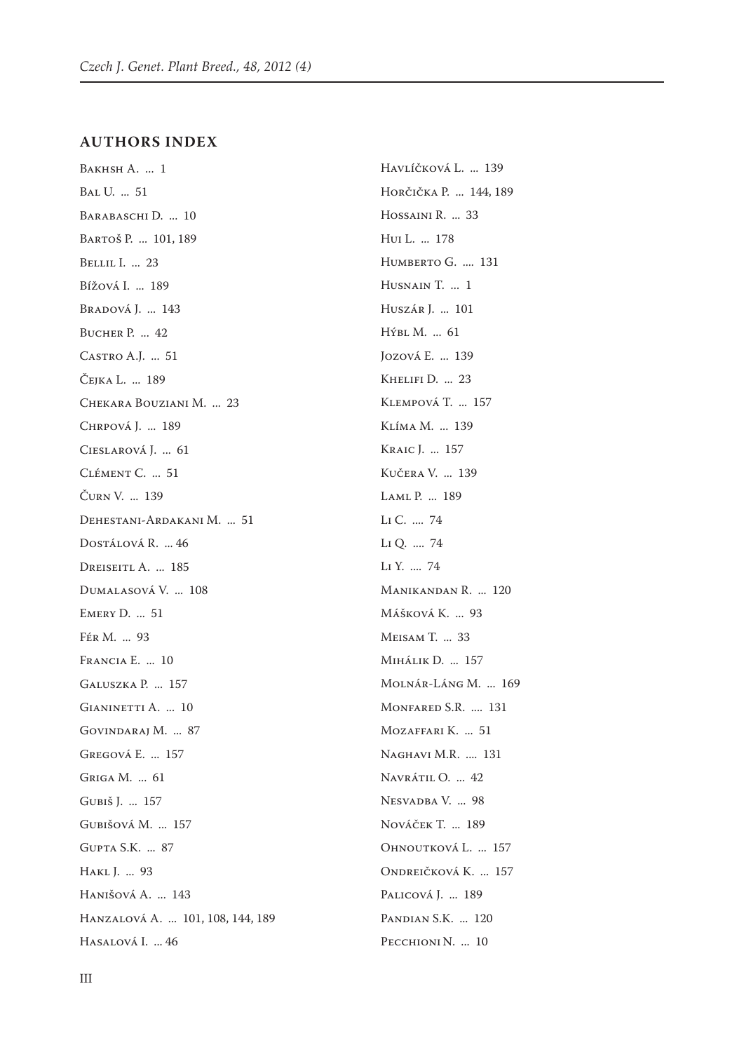## AUTHORS INDEX

Bakhsh A. ... 1

Bal U. ... 51

Barabaschi D. ... 10

Bartoš P. ... 101, 189

Bellil I. ... 23

Bížová I. ... 189

Bradová J. ... 143

Bucher P. ... 42

Castro A.J. ... 51

Čejka L. ... 189

Chekara Bouziani M. ... 23

Chrpová J. ... 189

Cieslarová J. ... 61

Clément C. ... 51

Čurn V. ... 139

Dehestani-Ardakani M. ... 51

Dostálová R. ... 46

Dreiseitl A. ... 185

Dumalasová V. ... 108

Emery D. ... 51

Fér M. ... 93

Francia E. ... 10

Galuszka P. ... 157

Gianinetti A. ... 10

Govindaraj M. ... 87

Gregová E. ... 157

Griga M. ... 61

Gubiš J. ... 157

Gubišová M. ... 157

Gupta S.K. ... 87

Hakl J. ... 93

Hanišová A. ... 143

Hanzalová A. ... 101, 108, 144, 189

Hasalová I. ... 46

Havlíčková L. ... 139

Horčička P. ... 144, 189

Hossaini R. ... 33

Hui L. ... 178

Humberto G. .... 131

Husnain T. ... 1

Huszár J. ... 101

Hýbl M. ... 61

Jozová E. ... 139

Khelifi D. ... 23

Klempová T. ... 157

Klíma M. ... 139

Kraic J. ... 157

Kučera V. ... 139

Laml P. ... 189

Li C. .... 74

Li Q. .... 74

Li Y. .... 74

Manikandan R. ... 120

Mášková K. ... 93

Meisam T. ... 33

Mihálik D. ... 157

Molnár-Láng M. ... 169

Monfared S.R. .... 131

Mozaffari K. ... 51

Naghavi M.R. .... 131

Navrátil O. ... 42

Nesvadba V. ... 98

Nováček T. ... 189

Ohnoutková L. ... 157

Ondreičková K. ... 157

Palicová J. ... 189

Pandian S.K. ... 120

Pecchioni N. ... 10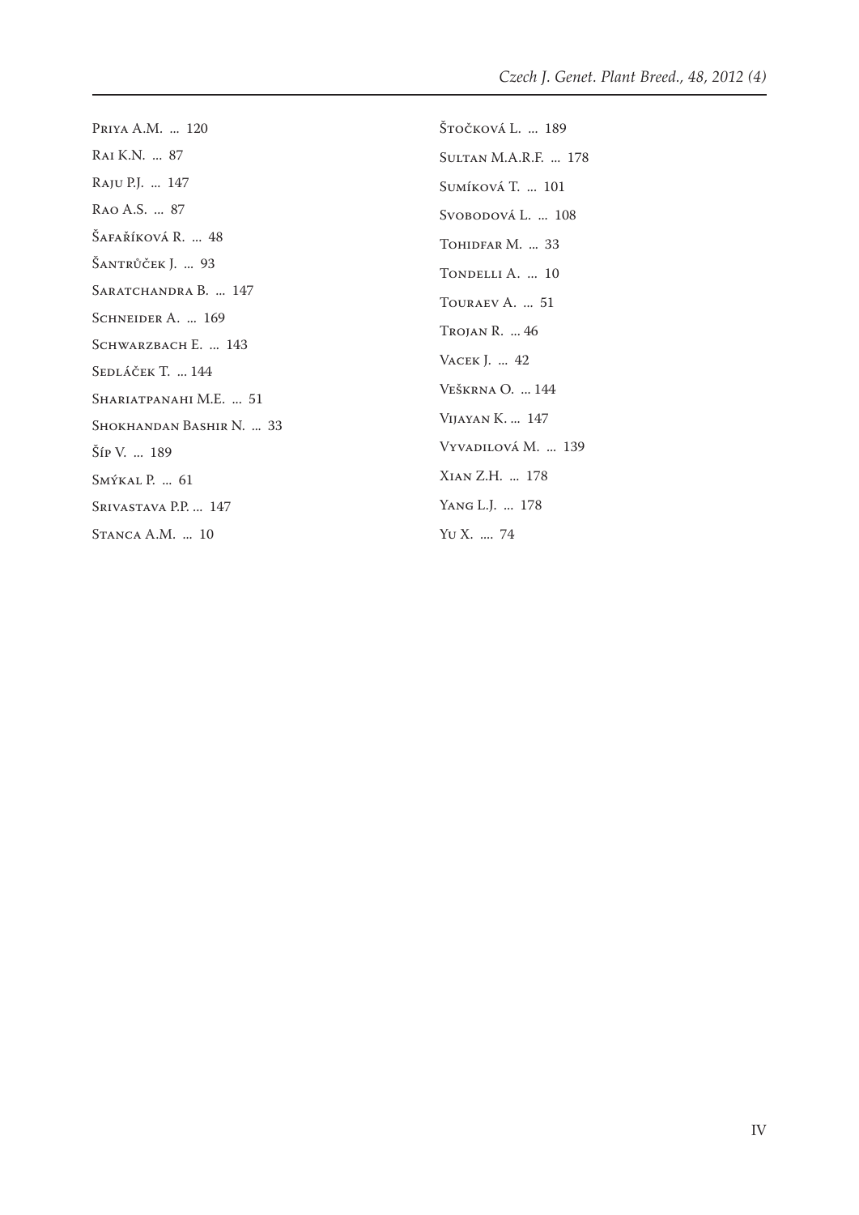Priya A.M. ... 120

Rai K.N. ... 87

Raju P.J. ... 147

Rao A.S. ... 87

Šafaříková R. ... 48

Šantrůček J. ... 93

Saratchandra B. ... 147

Schneider A. ... 169

Schwarzbach E. ... 143

Sedláček T. ... 144

Shariatpanahi M.E. ... 51

Shokhandan Bashir N. ... 33

Šíp V. ... 189

Smýkal P. ... 61

Srivastava P.P. ... 147

Stanca A.M. ... 10

Štočková L. ... 189

Sultan M.A.R.F. ... 178

Sumíková T. ... 101

Svobodová L. ... 108

Tohidfar M. ... 33

Tondelli A. ... 10

Touraev A. ... 51

Trojan R. ... 46

Vacek J. ... 42

Veškrna O. ... 144

Vijayan K. ... 147

Vyvadilová M. ... 139

Xian Z.H. ... 178

Yang L.J. ... 178

Yu X. .... 74